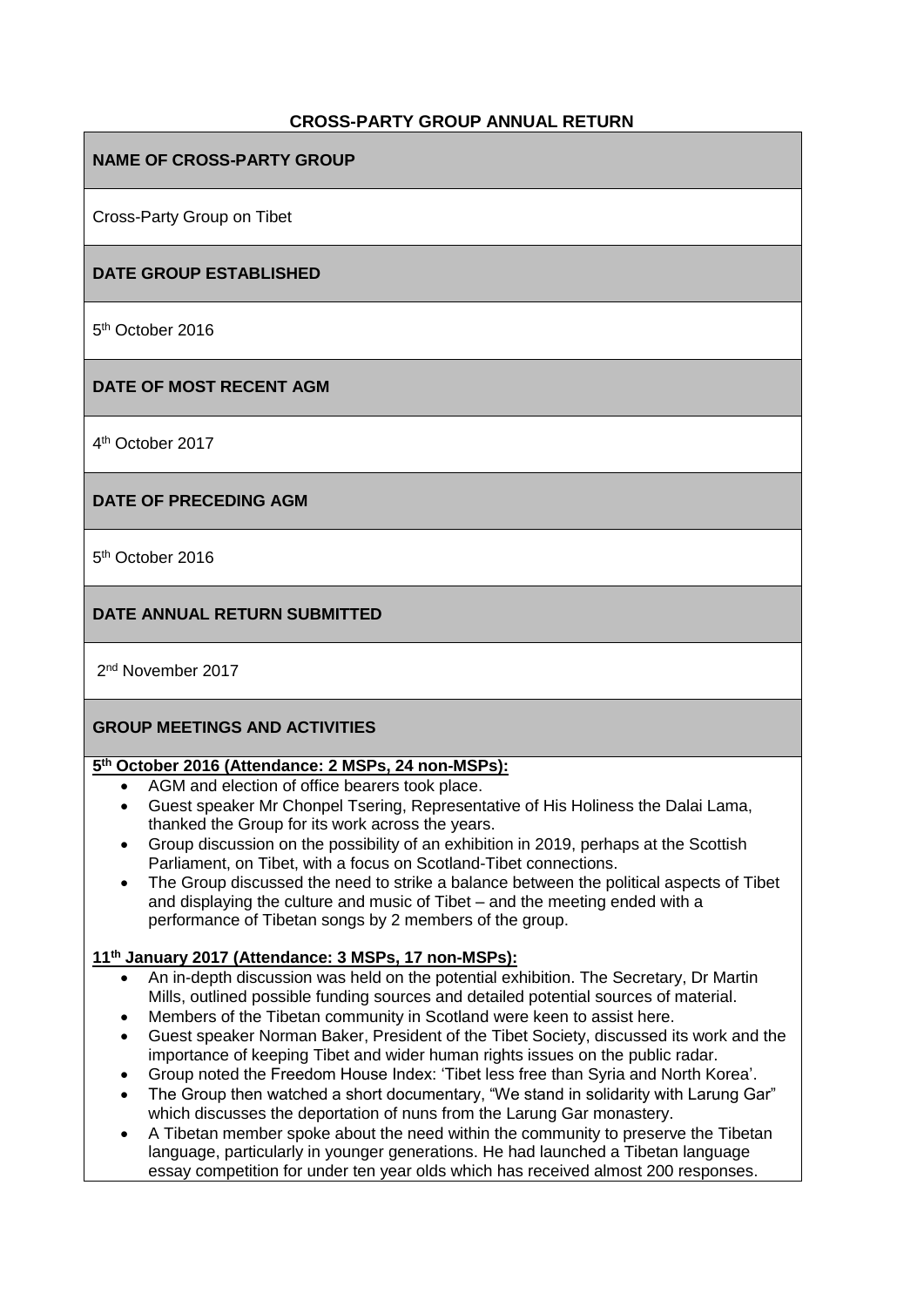**CROSS-PARTY GROUP ANNUAL RETURN**

| **NAME OF CROSS-PARTY GROUP** |
|---|
| Cross-Party Group on Tibet |
| **DATE GROUP ESTABLISHED** |
| 5th October 2016 |
| **DATE OF MOST RECENT AGM** |
| 4th October 2017 |
| **DATE OF PRECEDING AGM** |
| 5th October 2016 |
| **DATE ANNUAL RETURN SUBMITTED** |
| 2nd November 2017 |
| **GROUP MEETINGS AND ACTIVITIES** |

**5th October 2016 (Attendance: 2 MSPs, 24 non-MSPs):**

- AGM and election of office bearers took place.
- Guest speaker Mr Chonpel Tsering, Representative of His Holiness the Dalai Lama, thanked the Group for its work across the years.
- Group discussion on the possibility of an exhibition in 2019, perhaps at the Scottish Parliament, on Tibet, with a focus on Scotland-Tibet connections.
- The Group discussed the need to strike a balance between the political aspects of Tibet and displaying the culture and music of Tibet – and the meeting ended with a performance of Tibetan songs by 2 members of the group.

**11th January 2017 (Attendance: 3 MSPs, 17 non-MSPs):**

- An in-depth discussion was held on the potential exhibition. The Secretary, Dr Martin Mills, outlined possible funding sources and detailed potential sources of material.
- Members of the Tibetan community in Scotland were keen to assist here.
- Guest speaker Norman Baker, President of the Tibet Society, discussed its work and the importance of keeping Tibet and wider human rights issues on the public radar.
- Group noted the Freedom House Index: 'Tibet less free than Syria and North Korea'.
- The Group then watched a short documentary, "We stand in solidarity with Larung Gar" which discusses the deportation of nuns from the Larung Gar monastery.
- A Tibetan member spoke about the need within the community to preserve the Tibetan language, particularly in younger generations. He had launched a Tibetan language essay competition for under ten year olds which has received almost 200 responses.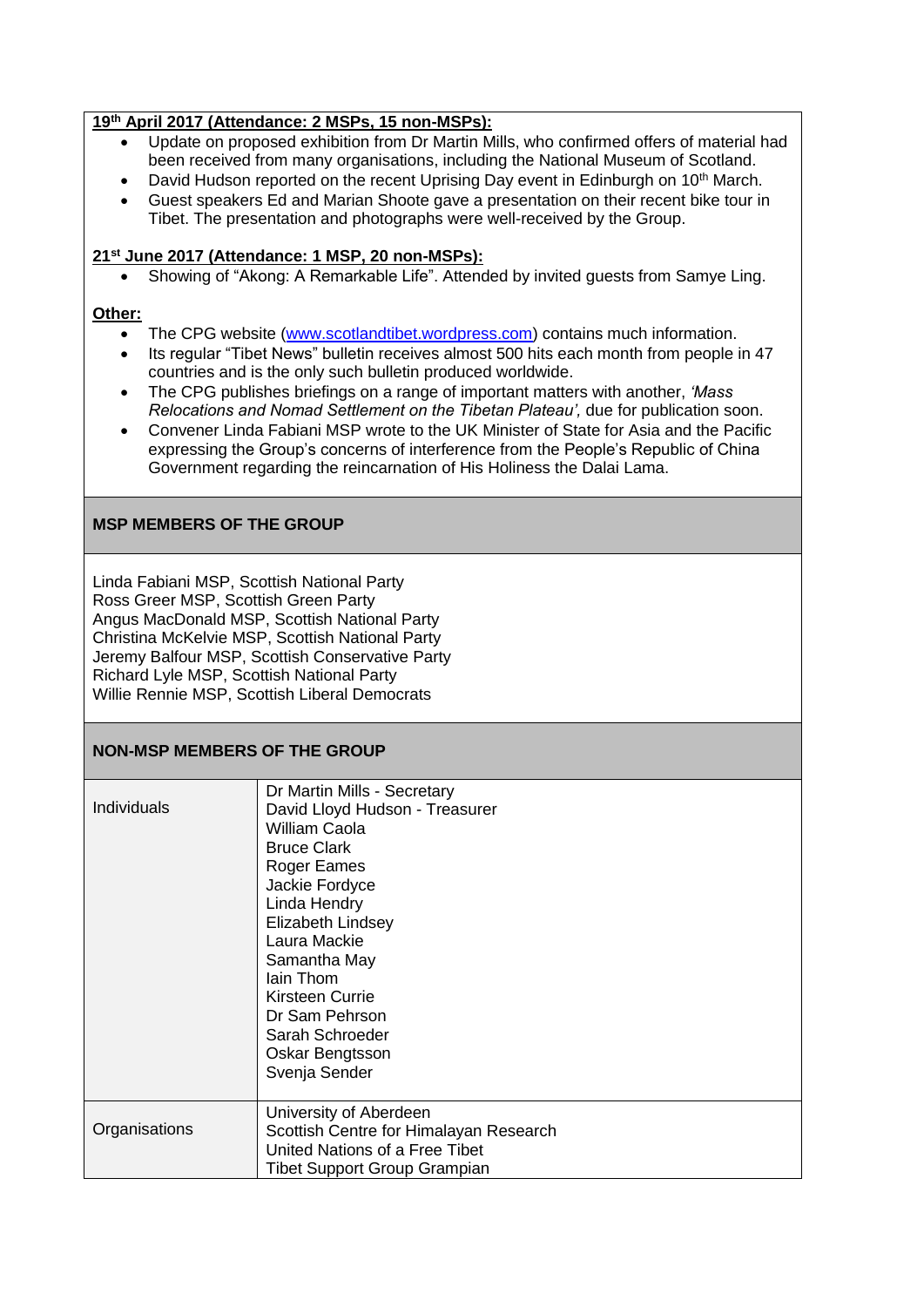**19th April 2017 (Attendance: 2 MSPs, 15 non-MSPs):**

- Update on proposed exhibition from Dr Martin Mills, who confirmed offers of material had been received from many organisations, including the National Museum of Scotland.
- David Hudson reported on the recent Uprising Day event in Edinburgh on 10th March.
- Guest speakers Ed and Marian Shoote gave a presentation on their recent bike tour in Tibet. The presentation and photographs were well-received by the Group.

**21st June 2017 (Attendance: 1 MSP, 20 non-MSPs):**

- Showing of "Akong: A Remarkable Life". Attended by invited guests from Samye Ling.

**Other:**

- The CPG website ([www.scotlandtibet.wordpress.com](www.scotlandtibet.wordpress.com)) contains much information.
- Its regular "Tibet News" bulletin receives almost 500 hits each month from people in 47 countries and is the only such bulletin produced worldwide.
- The CPG publishes briefings on a range of important matters with another, *'Mass Relocations and Nomad Settlement on the Tibetan Plateau',* due for publication soon.
- Convener Linda Fabiani MSP wrote to the UK Minister of State for Asia and the Pacific expressing the Group's concerns of interference from the People's Republic of China Government regarding the reincarnation of His Holiness the Dalai Lama.

## MSP MEMBERS OF THE GROUP

Linda Fabiani MSP, Scottish National Party
Ross Greer MSP, Scottish Green Party
Angus MacDonald MSP, Scottish National Party
Christina McKelvie MSP, Scottish National Party
Jeremy Balfour MSP, Scottish Conservative Party
Richard Lyle MSP, Scottish National Party
Willie Rennie MSP, Scottish Liberal Democrats

## NON-MSP MEMBERS OF THE GROUP

| | |
|---|---|
| Individuals | Dr Martin Mills - Secretary<br>David Lloyd Hudson - Treasurer<br>William Caola<br>Bruce Clark<br>Roger Eames<br>Jackie Fordyce<br>Linda Hendry<br>Elizabeth Lindsey<br>Laura Mackie<br>Samantha May<br>Iain Thom<br>Kirsteen Currie<br>Dr Sam Pehrson<br>Sarah Schroeder<br>Oskar Bengtsson<br>Svenja Sender |
| Organisations | University of Aberdeen<br>Scottish Centre for Himalayan Research<br>United Nations of a Free Tibet<br>Tibet Support Group Grampian |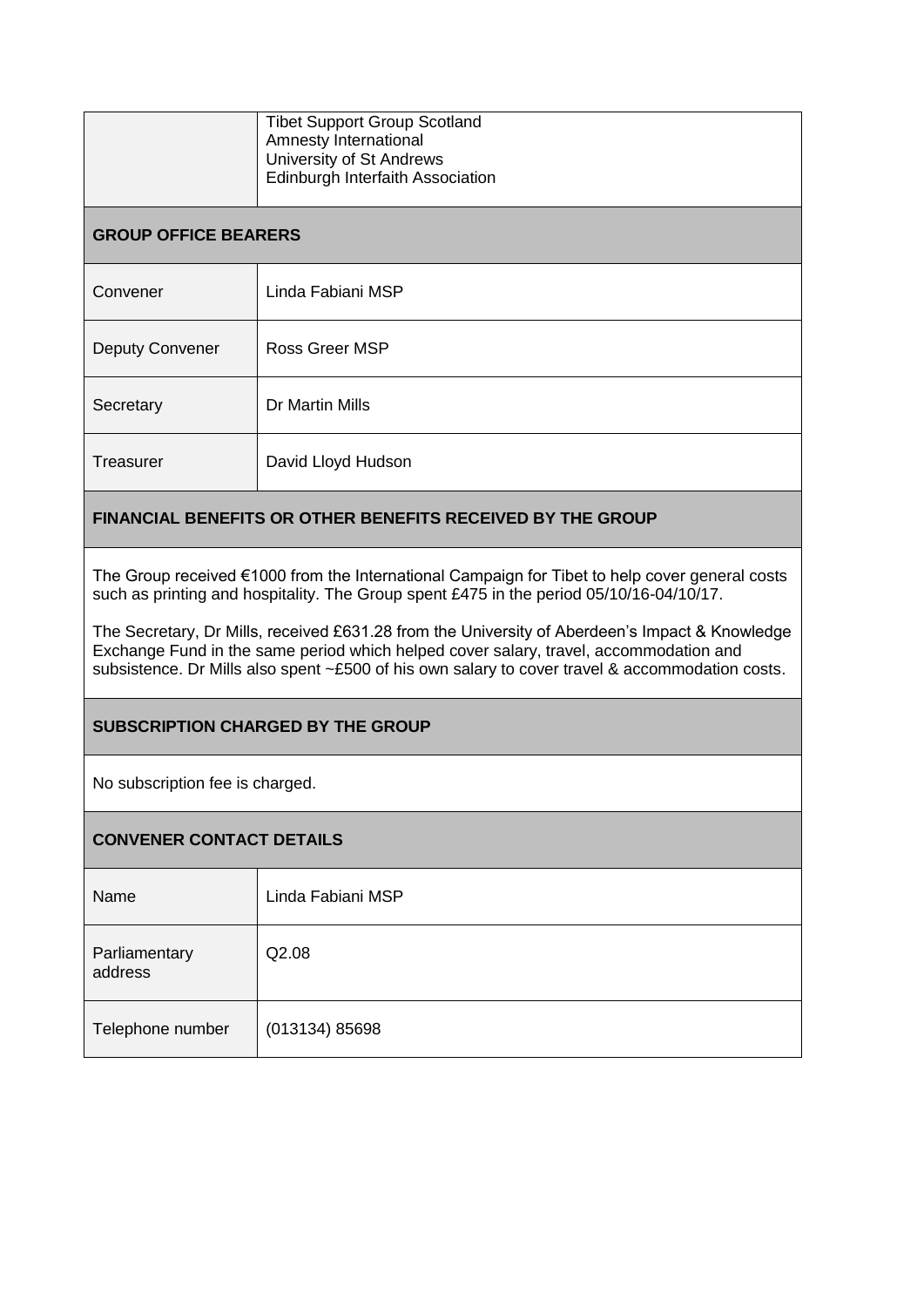| | |
|---|---|
| | Tibet Support Group Scotland<br>Amnesty International<br>University of St Andrews<br>Edinburgh Interfaith Association |

**GROUP OFFICE BEARERS**

| | |
|---|---|
| Convener | Linda Fabiani MSP |
| Deputy Convener | Ross Greer MSP |
| Secretary | Dr Martin Mills |
| Treasurer | David Lloyd Hudson |

**FINANCIAL BENEFITS OR OTHER BENEFITS RECEIVED BY THE GROUP**

The Group received €1000 from the International Campaign for Tibet to help cover general costs such as printing and hospitality. The Group spent £475 in the period 05/10/16-04/10/17.

The Secretary, Dr Mills, received £631.28 from the University of Aberdeen's Impact & Knowledge Exchange Fund in the same period which helped cover salary, travel, accommodation and subsistence. Dr Mills also spent ~£500 of his own salary to cover travel & accommodation costs.

**SUBSCRIPTION CHARGED BY THE GROUP**

No subscription fee is charged.

**CONVENER CONTACT DETAILS**

| | |
|---|---|
| Name | Linda Fabiani MSP |
| Parliamentary address | Q2.08 |
| Telephone number | (013134) 85698 |